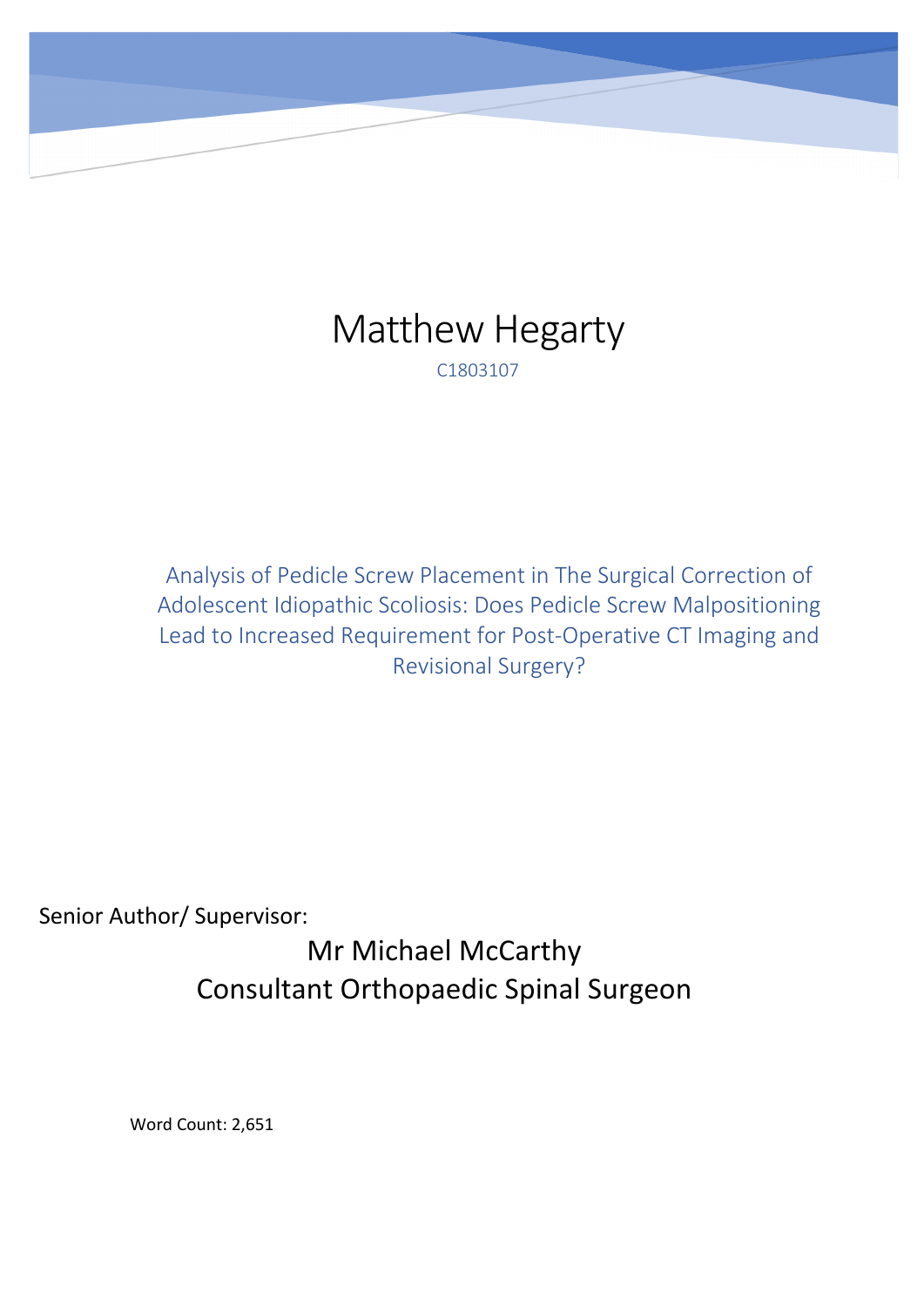# Matthew Hegarty

C1803107

## Analysis of Pedicle Screw Placement in The Surgical Correction of Adolescent Idiopathic Scoliosis: Does Pedicle Screw Malpositioning Lead to Increased Requirement for Post-Operative CT Imaging and Revisional Surgery?

Senior Author/ Supervisor:

Mr Michael McCarthy
Consultant Orthopaedic Spinal Surgeon

Word Count: 2,651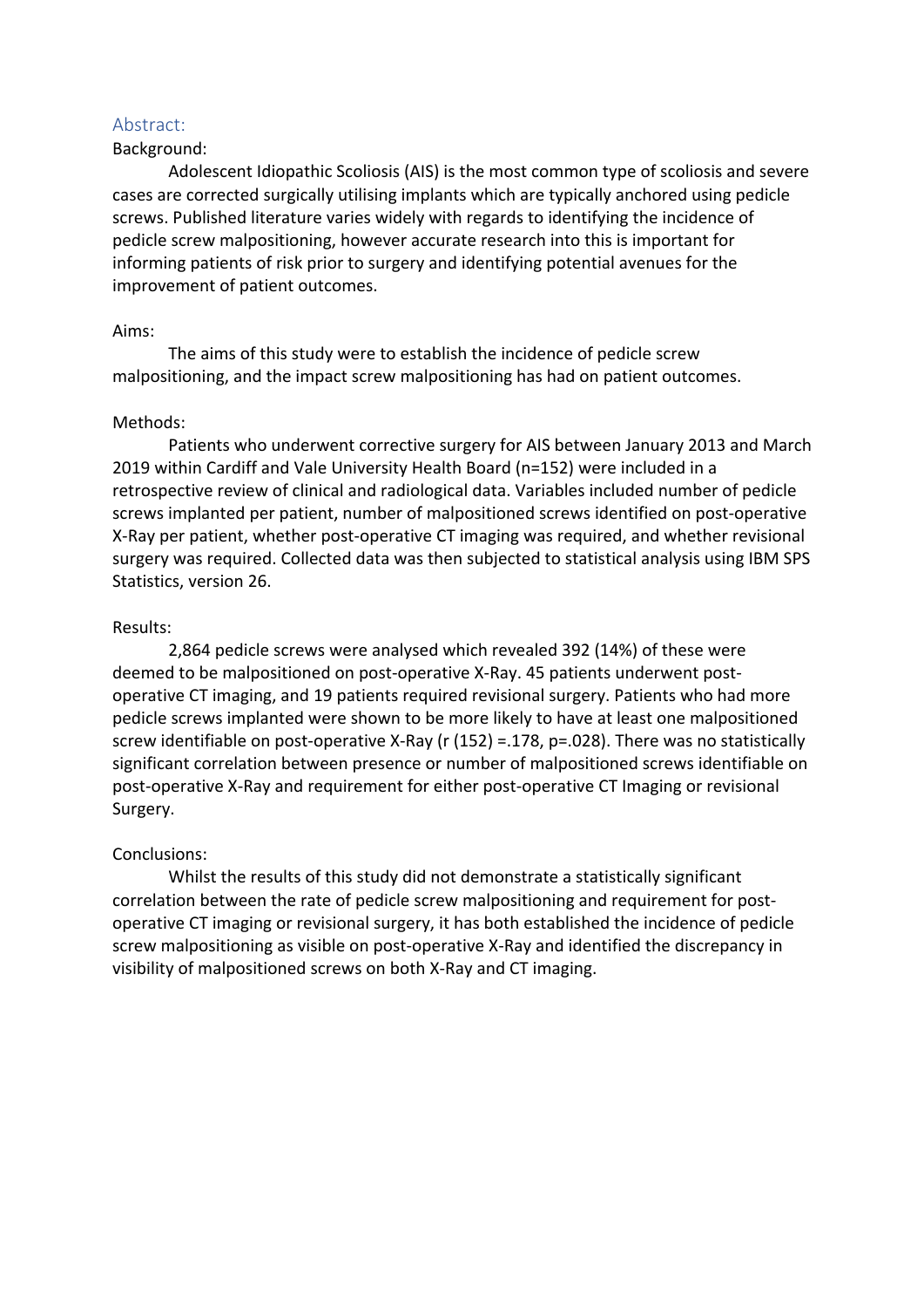## Abstract:

### Background:

Adolescent Idiopathic Scoliosis (AIS) is the most common type of scoliosis and severe cases are corrected surgically utilising implants which are typically anchored using pedicle screws. Published literature varies widely with regards to identifying the incidence of pedicle screw malpositioning, however accurate research into this is important for informing patients of risk prior to surgery and identifying potential avenues for the improvement of patient outcomes.

### Aims:

The aims of this study were to establish the incidence of pedicle screw malpositioning, and the impact screw malpositioning has had on patient outcomes.

### Methods:

Patients who underwent corrective surgery for AIS between January 2013 and March 2019 within Cardiff and Vale University Health Board (n=152) were included in a retrospective review of clinical and radiological data. Variables included number of pedicle screws implanted per patient, number of malpositioned screws identified on post-operative X-Ray per patient, whether post-operative CT imaging was required, and whether revisional surgery was required. Collected data was then subjected to statistical analysis using IBM SPS Statistics, version 26.

### Results:

2,864 pedicle screws were analysed which revealed 392 (14%) of these were deemed to be malpositioned on post-operative X-Ray. 45 patients underwent post-operative CT imaging, and 19 patients required revisional surgery. Patients who had more pedicle screws implanted were shown to be more likely to have at least one malpositioned screw identifiable on post-operative X-Ray ($r(152) = .178$, $p = .028$). There was no statistically significant correlation between presence or number of malpositioned screws identifiable on post-operative X-Ray and requirement for either post-operative CT Imaging or revisional Surgery.

### Conclusions:

Whilst the results of this study did not demonstrate a statistically significant correlation between the rate of pedicle screw malpositioning and requirement for post-operative CT imaging or revisional surgery, it has both established the incidence of pedicle screw malpositioning as visible on post-operative X-Ray and identified the discrepancy in visibility of malpositioned screws on both X-Ray and CT imaging.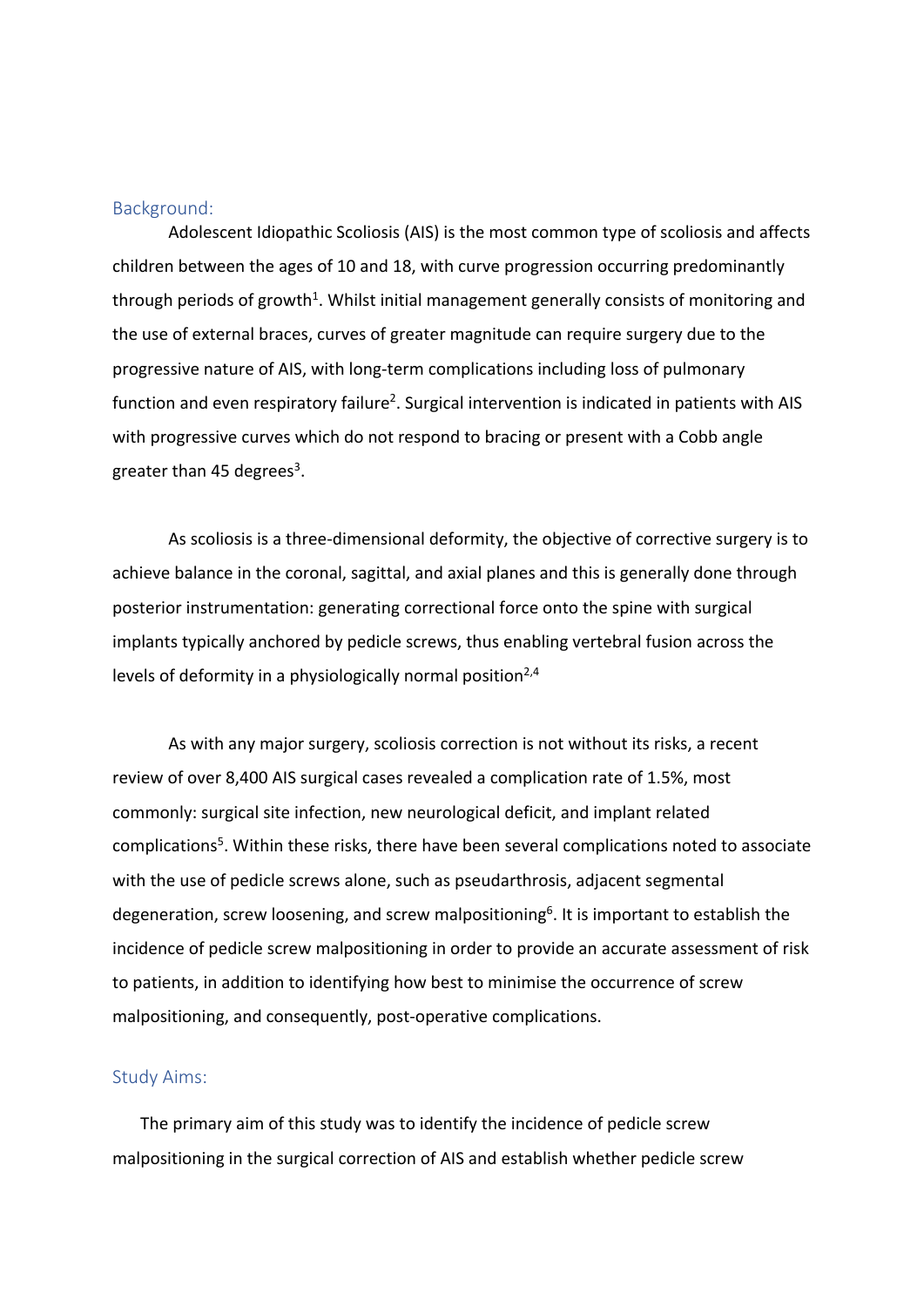## Background:

Adolescent Idiopathic Scoliosis (AIS) is the most common type of scoliosis and affects children between the ages of 10 and 18, with curve progression occurring predominantly through periods of growth[1]. Whilst initial management generally consists of monitoring and the use of external braces, curves of greater magnitude can require surgery due to the progressive nature of AIS, with long-term complications including loss of pulmonary function and even respiratory failure[2]. Surgical intervention is indicated in patients with AIS with progressive curves which do not respond to bracing or present with a Cobb angle greater than 45 degrees[3].

As scoliosis is a three-dimensional deformity, the objective of corrective surgery is to achieve balance in the coronal, sagittal, and axial planes and this is generally done through posterior instrumentation: generating correctional force onto the spine with surgical implants typically anchored by pedicle screws, thus enabling vertebral fusion across the levels of deformity in a physiologically normal position[2,4]

As with any major surgery, scoliosis correction is not without its risks, a recent review of over 8,400 AIS surgical cases revealed a complication rate of 1.5%, most commonly: surgical site infection, new neurological deficit, and implant related complications[5]. Within these risks, there have been several complications noted to associate with the use of pedicle screws alone, such as pseudarthrosis, adjacent segmental degeneration, screw loosening, and screw malpositioning[6]. It is important to establish the incidence of pedicle screw malpositioning in order to provide an accurate assessment of risk to patients, in addition to identifying how best to minimise the occurrence of screw malpositioning, and consequently, post-operative complications.

## Study Aims:

The primary aim of this study was to identify the incidence of pedicle screw malpositioning in the surgical correction of AIS and establish whether pedicle screw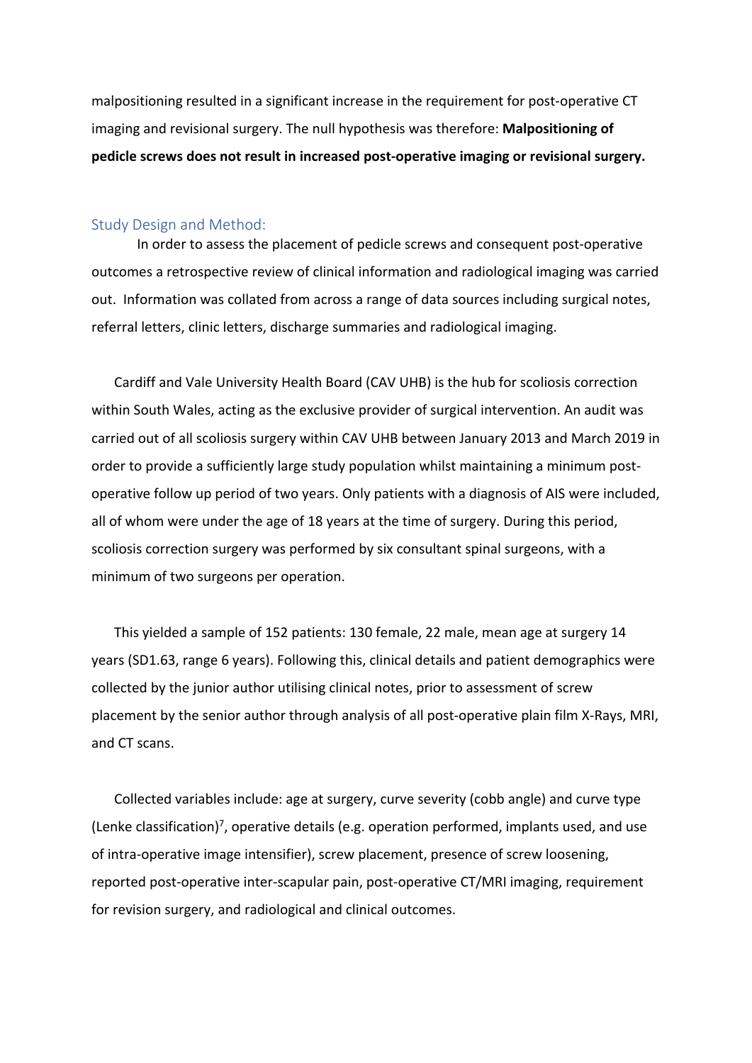malpositioning resulted in a significant increase in the requirement for post-operative CT imaging and revisional surgery. The null hypothesis was therefore: **Malpositioning of pedicle screws does not result in increased post-operative imaging or revisional surgery.**

## Study Design and Method:

In order to assess the placement of pedicle screws and consequent post-operative outcomes a retrospective review of clinical information and radiological imaging was carried out. Information was collated from across a range of data sources including surgical notes, referral letters, clinic letters, discharge summaries and radiological imaging.

Cardiff and Vale University Health Board (CAV UHB) is the hub for scoliosis correction within South Wales, acting as the exclusive provider of surgical intervention. An audit was carried out of all scoliosis surgery within CAV UHB between January 2013 and March 2019 in order to provide a sufficiently large study population whilst maintaining a minimum post-operative follow up period of two years. Only patients with a diagnosis of AIS were included, all of whom were under the age of 18 years at the time of surgery. During this period, scoliosis correction surgery was performed by six consultant spinal surgeons, with a minimum of two surgeons per operation.

This yielded a sample of 152 patients: 130 female, 22 male, mean age at surgery 14 years (SD1.63, range 6 years). Following this, clinical details and patient demographics were collected by the junior author utilising clinical notes, prior to assessment of screw placement by the senior author through analysis of all post-operative plain film X-Rays, MRI, and CT scans.

Collected variables include: age at surgery, curve severity (cobb angle) and curve type (Lenke classification)[7], operative details (e.g. operation performed, implants used, and use of intra-operative image intensifier), screw placement, presence of screw loosening, reported post-operative inter-scapular pain, post-operative CT/MRI imaging, requirement for revision surgery, and radiological and clinical outcomes.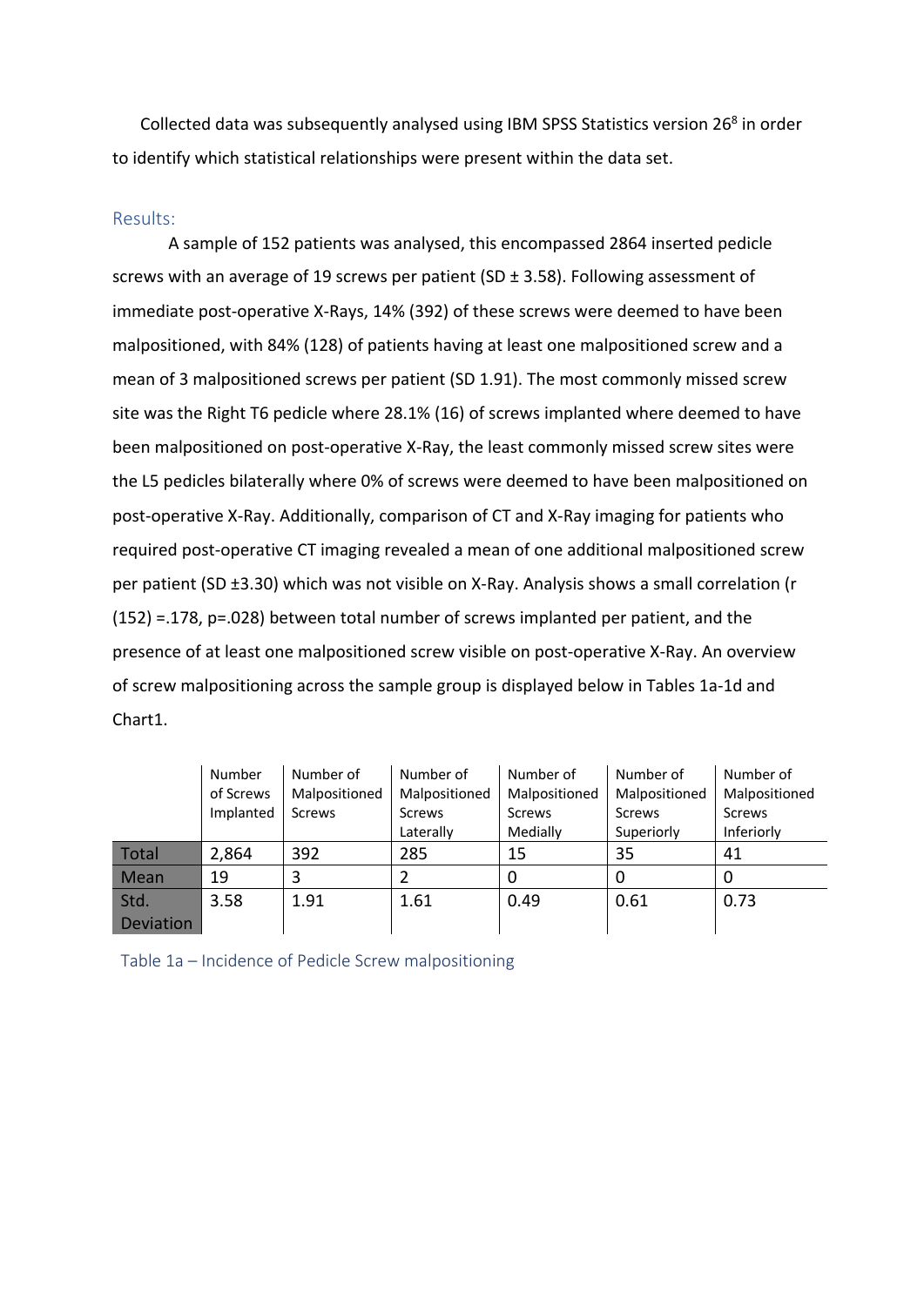Collected data was subsequently analysed using IBM SPSS Statistics version 26[8] in order to identify which statistical relationships were present within the data set.

## Results:

A sample of 152 patients was analysed, this encompassed 2864 inserted pedicle screws with an average of 19 screws per patient (SD ± 3.58). Following assessment of immediate post-operative X-Rays, 14% (392) of these screws were deemed to have been malpositioned, with 84% (128) of patients having at least one malpositioned screw and a mean of 3 malpositioned screws per patient (SD 1.91). The most commonly missed screw site was the Right T6 pedicle where 28.1% (16) of screws implanted where deemed to have been malpositioned on post-operative X-Ray, the least commonly missed screw sites were the L5 pedicles bilaterally where 0% of screws were deemed to have been malpositioned on post-operative X-Ray. Additionally, comparison of CT and X-Ray imaging for patients who required post-operative CT imaging revealed a mean of one additional malpositioned screw per patient (SD ±3.30) which was not visible on X-Ray. Analysis shows a small correlation ($r(152) = .178$, $p = .028$) between total number of screws implanted per patient, and the presence of at least one malpositioned screw visible on post-operative X-Ray. An overview of screw malpositioning across the sample group is displayed below in Tables 1a-1d and Chart1.

| | Number of Screws Implanted | Number of Malpositioned Screws | Number of Malpositioned Screws Laterally | Number of Malpositioned Screws Medially | Number of Malpositioned Screws Superiorly | Number of Malpositioned Screws Inferiorly |
|---|---|---|---|---|---|---|
| Total | 2,864 | 392 | 285 | 15 | 35 | 41 |
| Mean | 19 | 3 | 2 | 0 | 0 | 0 |
| Std. Deviation | 3.58 | 1.91 | 1.61 | 0.49 | 0.61 | 0.73 |

Table 1a – Incidence of Pedicle Screw malpositioning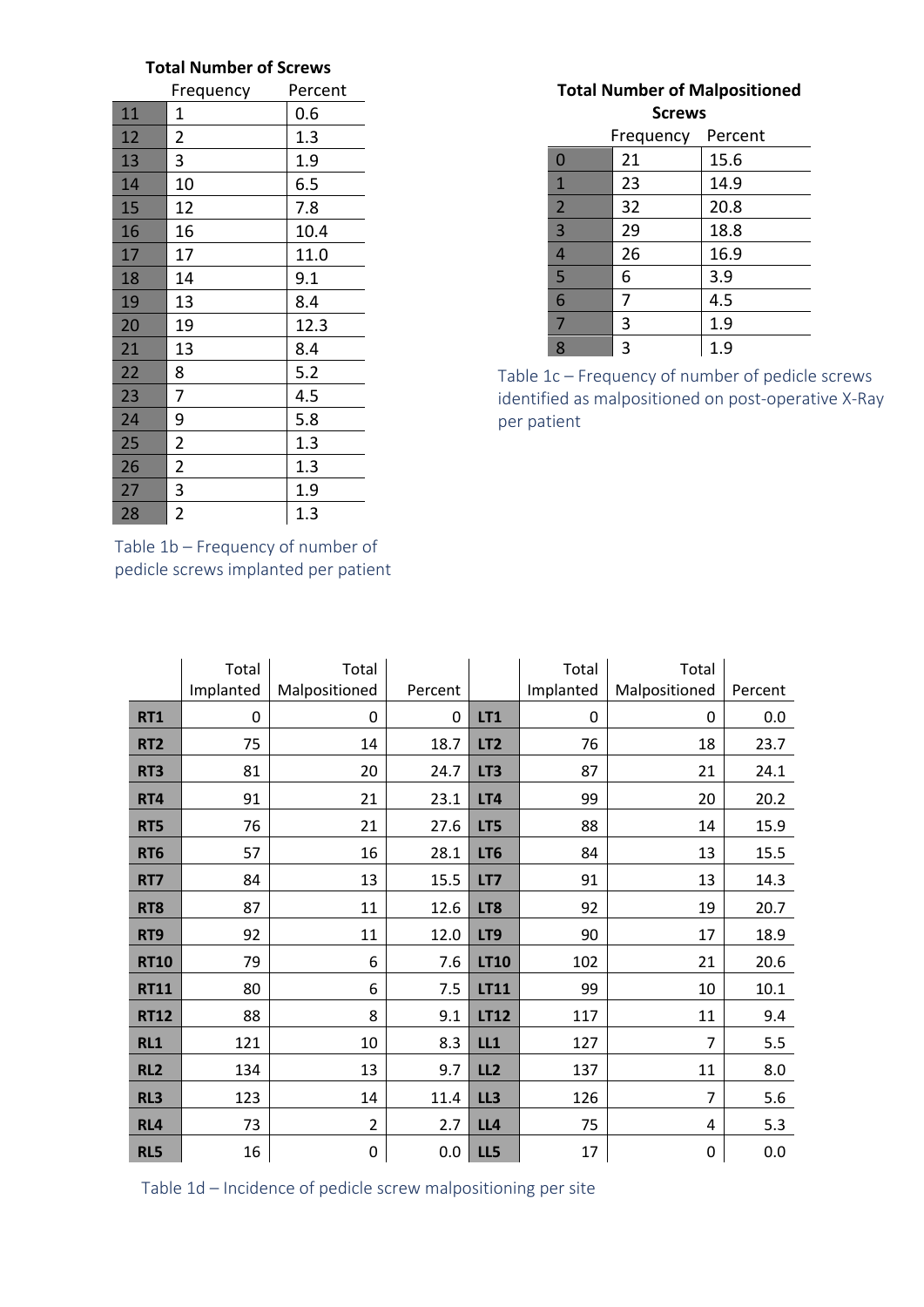**Total Number of Screws**

| | Frequency | Percent |
|---|---|---|
| 11 | 1 | 0.6 |
| 12 | 2 | 1.3 |
| 13 | 3 | 1.9 |
| 14 | 10 | 6.5 |
| 15 | 12 | 7.8 |
| 16 | 16 | 10.4 |
| 17 | 17 | 11.0 |
| 18 | 14 | 9.1 |
| 19 | 13 | 8.4 |
| 20 | 19 | 12.3 |
| 21 | 13 | 8.4 |
| 22 | 8 | 5.2 |
| 23 | 7 | 4.5 |
| 24 | 9 | 5.8 |
| 25 | 2 | 1.3 |
| 26 | 2 | 1.3 |
| 27 | 3 | 1.9 |
| 28 | 2 | 1.3 |

Table 1b – Frequency of number of pedicle screws implanted per patient

**Total Number of Malpositioned Screws**

| | Frequency | Percent |
|---|---|---|
| 0 | 21 | 15.6 |
| 1 | 23 | 14.9 |
| 2 | 32 | 20.8 |
| 3 | 29 | 18.8 |
| 4 | 26 | 16.9 |
| 5 | 6 | 3.9 |
| 6 | 7 | 4.5 |
| 7 | 3 | 1.9 |
| 8 | 3 | 1.9 |

Table 1c – Frequency of number of pedicle screws identified as malpositioned on post-operative X-Ray per patient

| | Total Implanted | Total Malpositioned | Percent | | Total Implanted | Total Malpositioned | Percent |
|---|---|---|---|---|---|---|---|
| **RT1** | 0 | 0 | 0 | **LT1** | 0 | 0 | 0.0 |
| **RT2** | 75 | 14 | 18.7 | **LT2** | 76 | 18 | 23.7 |
| **RT3** | 81 | 20 | 24.7 | **LT3** | 87 | 21 | 24.1 |
| **RT4** | 91 | 21 | 23.1 | **LT4** | 99 | 20 | 20.2 |
| **RT5** | 76 | 21 | 27.6 | **LT5** | 88 | 14 | 15.9 |
| **RT6** | 57 | 16 | 28.1 | **LT6** | 84 | 13 | 15.5 |
| **RT7** | 84 | 13 | 15.5 | **LT7** | 91 | 13 | 14.3 |
| **RT8** | 87 | 11 | 12.6 | **LT8** | 92 | 19 | 20.7 |
| **RT9** | 92 | 11 | 12.0 | **LT9** | 90 | 17 | 18.9 |
| **RT10** | 79 | 6 | 7.6 | **LT10** | 102 | 21 | 20.6 |
| **RT11** | 80 | 6 | 7.5 | **LT11** | 99 | 10 | 10.1 |
| **RT12** | 88 | 8 | 9.1 | **LT12** | 117 | 11 | 9.4 |
| **RL1** | 121 | 10 | 8.3 | **LL1** | 127 | 7 | 5.5 |
| **RL2** | 134 | 13 | 9.7 | **LL2** | 137 | 11 | 8.0 |
| **RL3** | 123 | 14 | 11.4 | **LL3** | 126 | 7 | 5.6 |
| **RL4** | 73 | 2 | 2.7 | **LL4** | 75 | 4 | 5.3 |
| **RL5** | 16 | 0 | 0.0 | **LL5** | 17 | 0 | 0.0 |

Table 1d – Incidence of pedicle screw malpositioning per site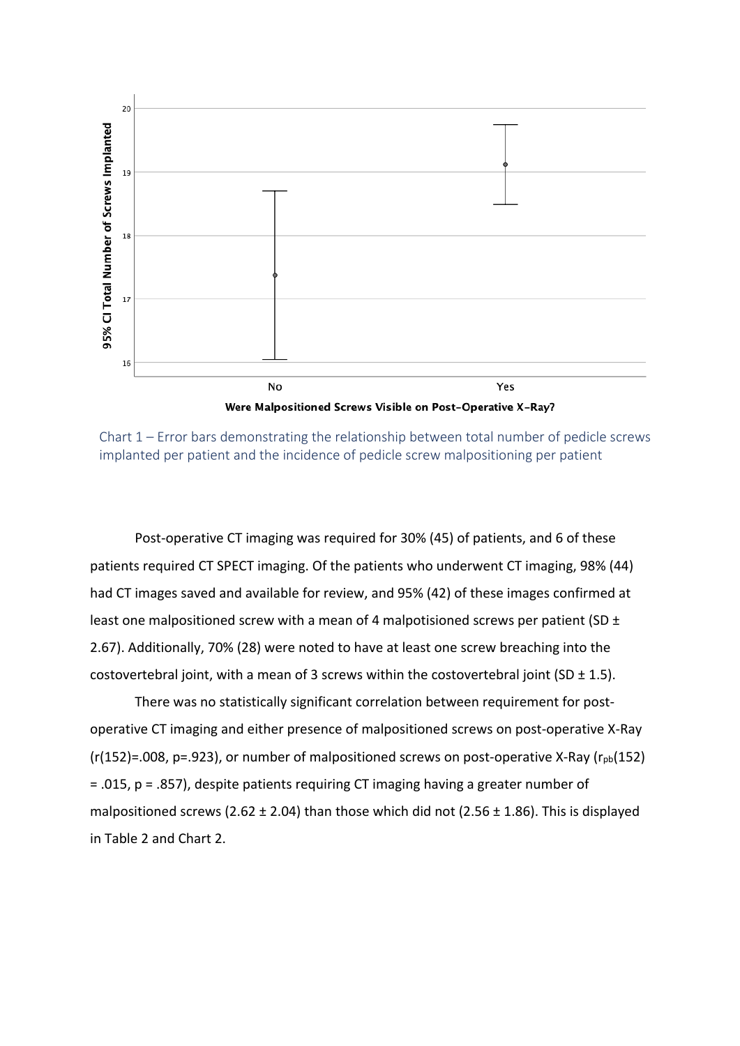Chart 1 – Error bars demonstrating the relationship between total number of pedicle screws implanted per patient and the incidence of pedicle screw malpositioning per patient

Post-operative CT imaging was required for 30% (45) of patients, and 6 of these patients required CT SPECT imaging. Of the patients who underwent CT imaging, 98% (44) had CT images saved and available for review, and 95% (42) of these images confirmed at least one malpositioned screw with a mean of 4 malpotisioned screws per patient (SD ± 2.67). Additionally, 70% (28) were noted to have at least one screw breaching into the costovertebral joint, with a mean of 3 screws within the costovertebral joint (SD ± 1.5).

There was no statistically significant correlation between requirement for post-operative CT imaging and either presence of malpositioned screws on post-operative X-Ray ($r(152)=.008$, $p=.923$), or number of malpositioned screws on post-operative X-Ray ($r_{pb}(152) = .015$, $p = .857$), despite patients requiring CT imaging having a greater number of malpositioned screws (2.62 ± 2.04) than those which did not (2.56 ± 1.86). This is displayed in Table 2 and Chart 2.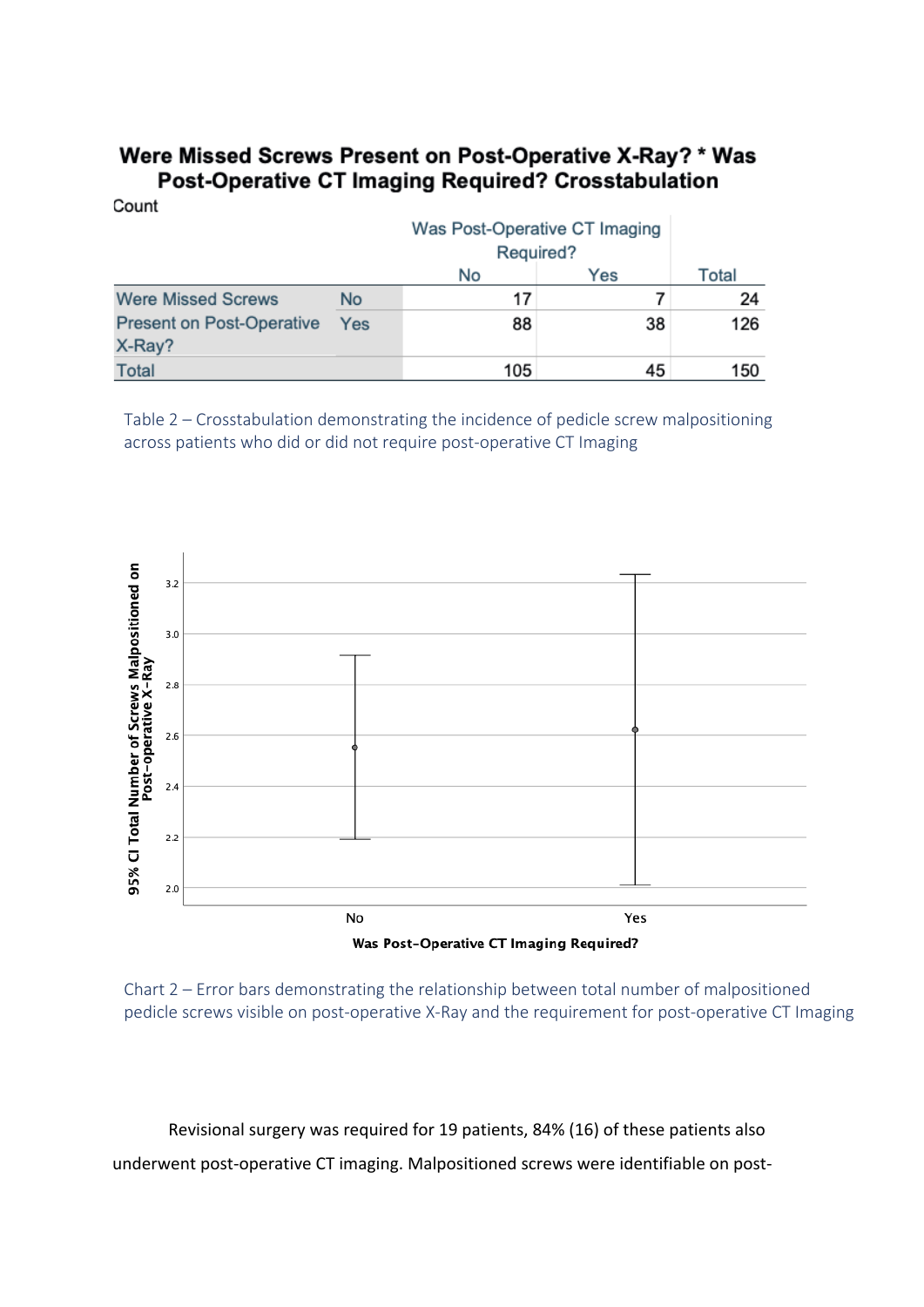**Were Missed Screws Present on Post-Operative X-Ray? * Was Post-Operative CT Imaging Required? Crosstabulation**

Count

| | | Was Post-Operative CT Imaging Required? | | |
|---|---|---|---|---|
| | | No | Yes | Total |
| Were Missed Screws Present on Post-Operative X-Ray? | No | 17 | 7 | 24 |
| | Yes | 88 | 38 | 126 |
| Total | | 105 | 45 | 150 |

Table 2 – Crosstabulation demonstrating the incidence of pedicle screw malpositioning across patients who did or did not require post-operative CT Imaging

Chart 2 – Error bars demonstrating the relationship between total number of malpositioned pedicle screws visible on post-operative X-Ray and the requirement for post-operative CT Imaging

Revisional surgery was required for 19 patients, 84% (16) of these patients also underwent post-operative CT imaging. Malpositioned screws were identifiable on post-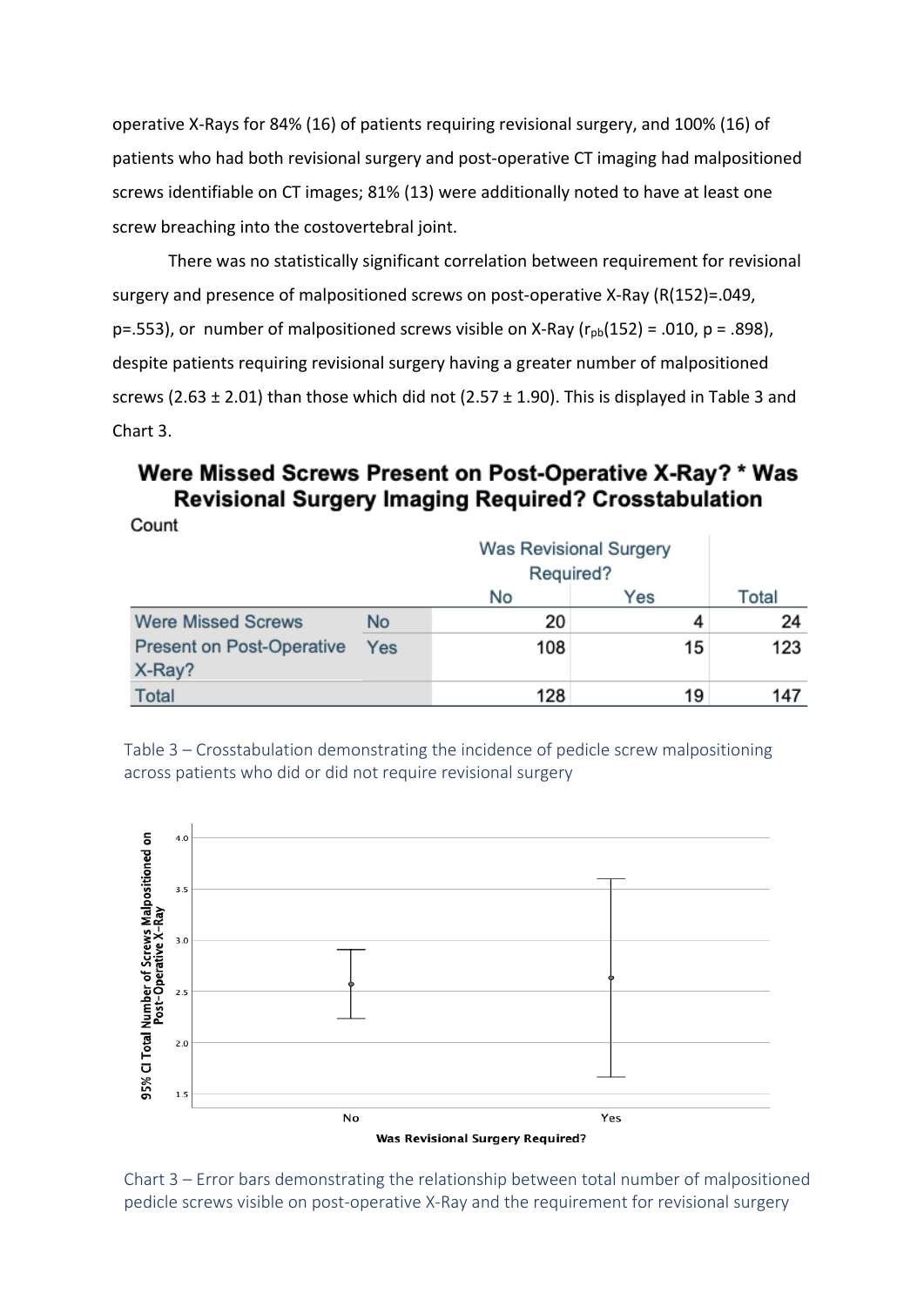operative X-Rays for 84% (16) of patients requiring revisional surgery, and 100% (16) of patients who had both revisional surgery and post-operative CT imaging had malpositioned screws identifiable on CT images; 81% (13) were additionally noted to have at least one screw breaching into the costovertebral joint.

There was no statistically significant correlation between requirement for revisional surgery and presence of malpositioned screws on post-operative X-Ray (R(152)=.049, p=.553), or number of malpositioned screws visible on X-Ray ($r_{pb}(152) = .010$, $p = .898$), despite patients requiring revisional surgery having a greater number of malpositioned screws (2.63 ± 2.01) than those which did not (2.57 ± 1.90). This is displayed in Table 3 and Chart 3.

**Were Missed Screws Present on Post-Operative X-Ray? * Was Revisional Surgery Imaging Required? Crosstabulation**

Count

| | | Was Revisional Surgery Required? | | |
|---|---|---|---|---|
| | | No | Yes | Total |
| Were Missed Screws Present on Post-Operative X-Ray? | No | 20 | 4 | 24 |
| | Yes | 108 | 15 | 123 |
| Total | | 128 | 19 | 147 |

Table 3 – Crosstabulation demonstrating the incidence of pedicle screw malpositioning across patients who did or did not require revisional surgery

Chart 3 – Error bars demonstrating the relationship between total number of malpositioned pedicle screws visible on post-operative X-Ray and the requirement for revisional surgery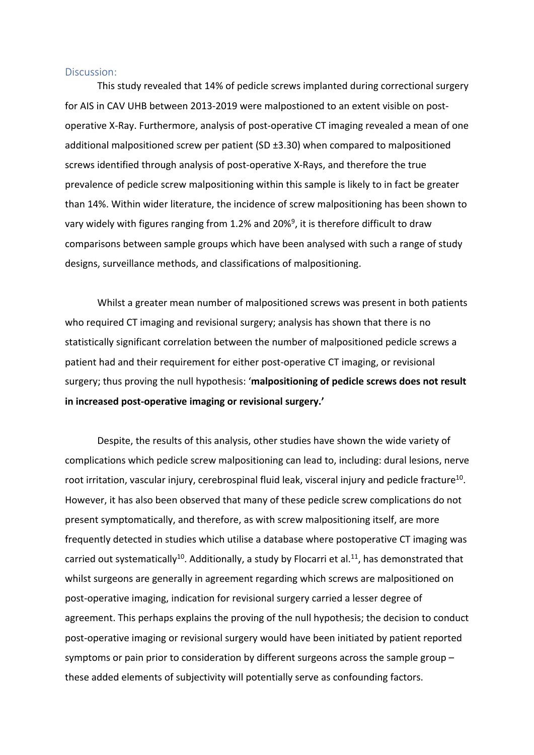## Discussion:

This study revealed that 14% of pedicle screws implanted during correctional surgery for AIS in CAV UHB between 2013-2019 were malpostioned to an extent visible on post-operative X-Ray. Furthermore, analysis of post-operative CT imaging revealed a mean of one additional malpositioned screw per patient (SD ±3.30) when compared to malpositioned screws identified through analysis of post-operative X-Rays, and therefore the true prevalence of pedicle screw malpositioning within this sample is likely to in fact be greater than 14%. Within wider literature, the incidence of screw malpositioning has been shown to vary widely with figures ranging from 1.2% and 20%[9], it is therefore difficult to draw comparisons between sample groups which have been analysed with such a range of study designs, surveillance methods, and classifications of malpositioning.

Whilst a greater mean number of malpositioned screws was present in both patients who required CT imaging and revisional surgery; analysis has shown that there is no statistically significant correlation between the number of malpositioned pedicle screws a patient had and their requirement for either post-operative CT imaging, or revisional surgery; thus proving the null hypothesis: '**malpositioning of pedicle screws does not result in increased post-operative imaging or revisional surgery.'**

Despite, the results of this analysis, other studies have shown the wide variety of complications which pedicle screw malpositioning can lead to, including: dural lesions, nerve root irritation, vascular injury, cerebrospinal fluid leak, visceral injury and pedicle fracture[10]. However, it has also been observed that many of these pedicle screw complications do not present symptomatically, and therefore, as with screw malpositioning itself, are more frequently detected in studies which utilise a database where postoperative CT imaging was carried out systematically[10]. Additionally, a study by Flocarri et al.[11], has demonstrated that whilst surgeons are generally in agreement regarding which screws are malpositioned on post-operative imaging, indication for revisional surgery carried a lesser degree of agreement. This perhaps explains the proving of the null hypothesis; the decision to conduct post-operative imaging or revisional surgery would have been initiated by patient reported symptoms or pain prior to consideration by different surgeons across the sample group – these added elements of subjectivity will potentially serve as confounding factors.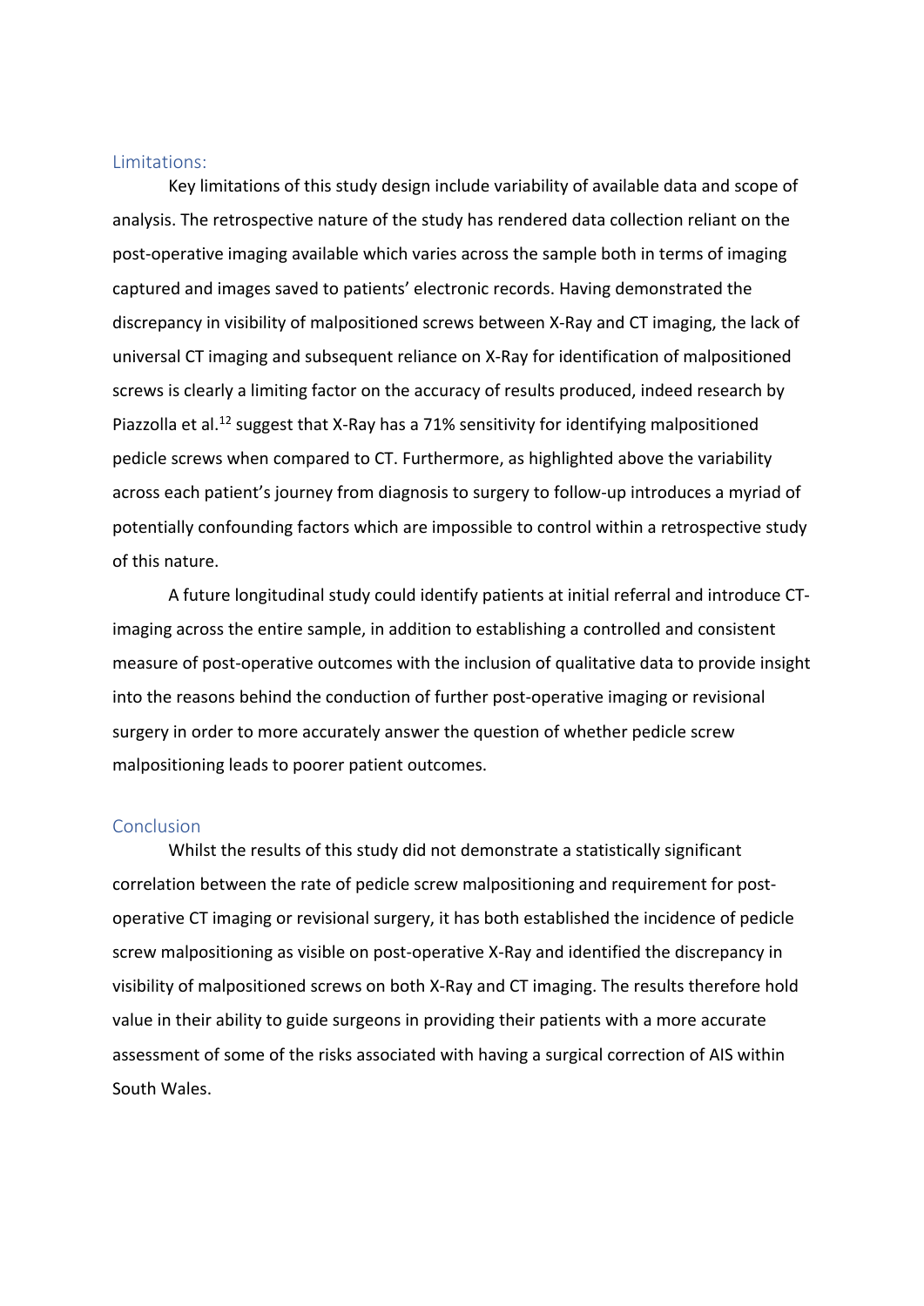## Limitations:

Key limitations of this study design include variability of available data and scope of analysis. The retrospective nature of the study has rendered data collection reliant on the post-operative imaging available which varies across the sample both in terms of imaging captured and images saved to patients' electronic records. Having demonstrated the discrepancy in visibility of malpositioned screws between X-Ray and CT imaging, the lack of universal CT imaging and subsequent reliance on X-Ray for identification of malpositioned screws is clearly a limiting factor on the accuracy of results produced, indeed research by Piazzolla et al.[12] suggest that X-Ray has a 71% sensitivity for identifying malpositioned pedicle screws when compared to CT. Furthermore, as highlighted above the variability across each patient's journey from diagnosis to surgery to follow-up introduces a myriad of potentially confounding factors which are impossible to control within a retrospective study of this nature.

A future longitudinal study could identify patients at initial referral and introduce CT-imaging across the entire sample, in addition to establishing a controlled and consistent measure of post-operative outcomes with the inclusion of qualitative data to provide insight into the reasons behind the conduction of further post-operative imaging or revisional surgery in order to more accurately answer the question of whether pedicle screw malpositioning leads to poorer patient outcomes.

## Conclusion

Whilst the results of this study did not demonstrate a statistically significant correlation between the rate of pedicle screw malpositioning and requirement for post-operative CT imaging or revisional surgery, it has both established the incidence of pedicle screw malpositioning as visible on post-operative X-Ray and identified the discrepancy in visibility of malpositioned screws on both X-Ray and CT imaging. The results therefore hold value in their ability to guide surgeons in providing their patients with a more accurate assessment of some of the risks associated with having a surgical correction of AIS within South Wales.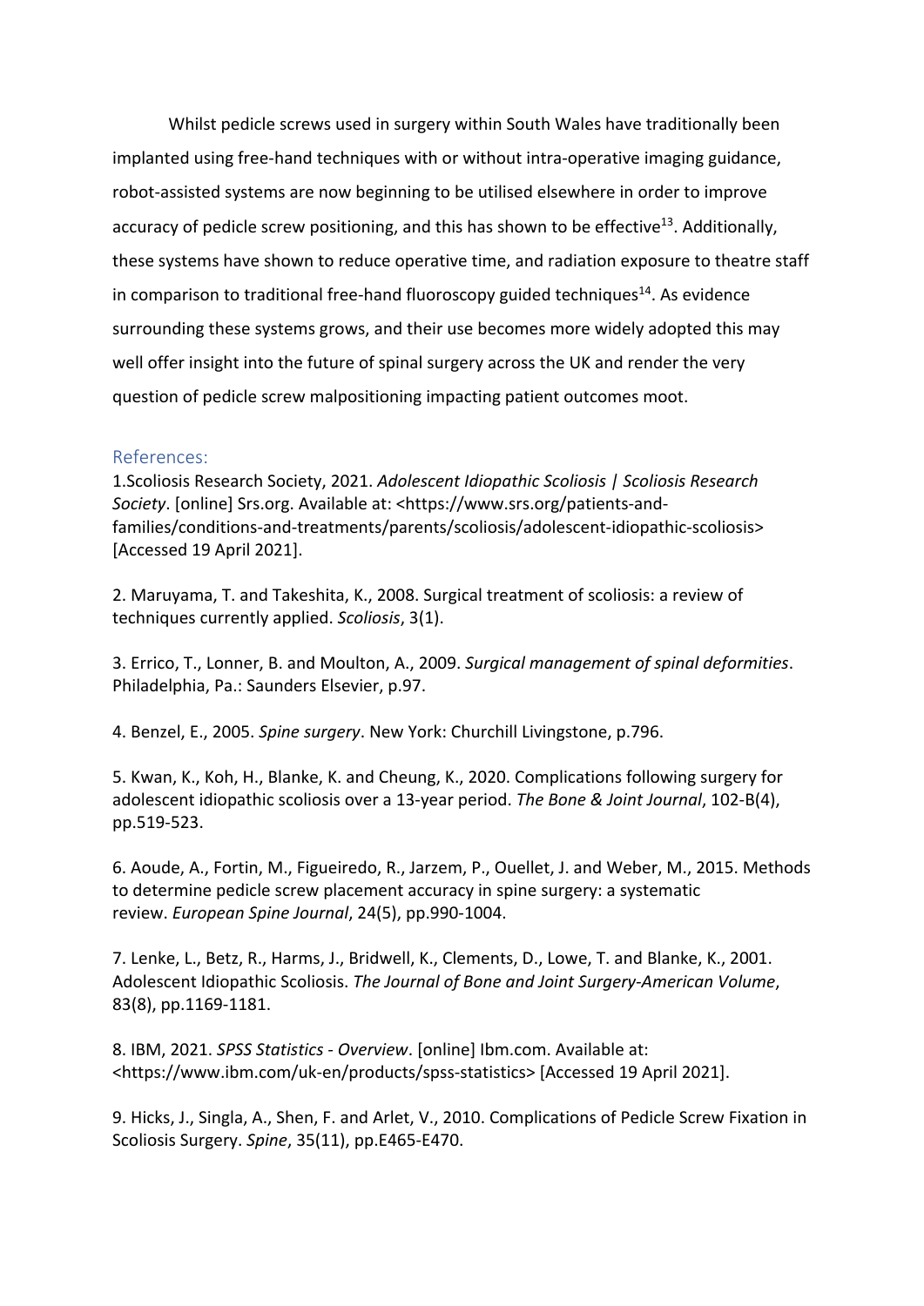Whilst pedicle screws used in surgery within South Wales have traditionally been implanted using free-hand techniques with or without intra-operative imaging guidance, robot-assisted systems are now beginning to be utilised elsewhere in order to improve accuracy of pedicle screw positioning, and this has shown to be effective[13]. Additionally, these systems have shown to reduce operative time, and radiation exposure to theatre staff in comparison to traditional free-hand fluoroscopy guided techniques[14]. As evidence surrounding these systems grows, and their use becomes more widely adopted this may well offer insight into the future of spinal surgery across the UK and render the very question of pedicle screw malpositioning impacting patient outcomes moot.

## References:

1.Scoliosis Research Society, 2021. *Adolescent Idiopathic Scoliosis | Scoliosis Research Society*. [online] Srs.org. Available at: <https://www.srs.org/patients-and-families/conditions-and-treatments/parents/scoliosis/adolescent-idiopathic-scoliosis> [Accessed 19 April 2021].

2. Maruyama, T. and Takeshita, K., 2008. Surgical treatment of scoliosis: a review of techniques currently applied. *Scoliosis*, 3(1).

3. Errico, T., Lonner, B. and Moulton, A., 2009. *Surgical management of spinal deformities*. Philadelphia, Pa.: Saunders Elsevier, p.97.

4. Benzel, E., 2005. *Spine surgery*. New York: Churchill Livingstone, p.796.

5. Kwan, K., Koh, H., Blanke, K. and Cheung, K., 2020. Complications following surgery for adolescent idiopathic scoliosis over a 13-year period. *The Bone & Joint Journal*, 102-B(4), pp.519-523.

6. Aoude, A., Fortin, M., Figueiredo, R., Jarzem, P., Ouellet, J. and Weber, M., 2015. Methods to determine pedicle screw placement accuracy in spine surgery: a systematic review. *European Spine Journal*, 24(5), pp.990-1004.

7. Lenke, L., Betz, R., Harms, J., Bridwell, K., Clements, D., Lowe, T. and Blanke, K., 2001. Adolescent Idiopathic Scoliosis. *The Journal of Bone and Joint Surgery-American Volume*, 83(8), pp.1169-1181.

8. IBM, 2021. *SPSS Statistics - Overview*. [online] Ibm.com. Available at: <https://www.ibm.com/uk-en/products/spss-statistics> [Accessed 19 April 2021].

9. Hicks, J., Singla, A., Shen, F. and Arlet, V., 2010. Complications of Pedicle Screw Fixation in Scoliosis Surgery. *Spine*, 35(11), pp.E465-E470.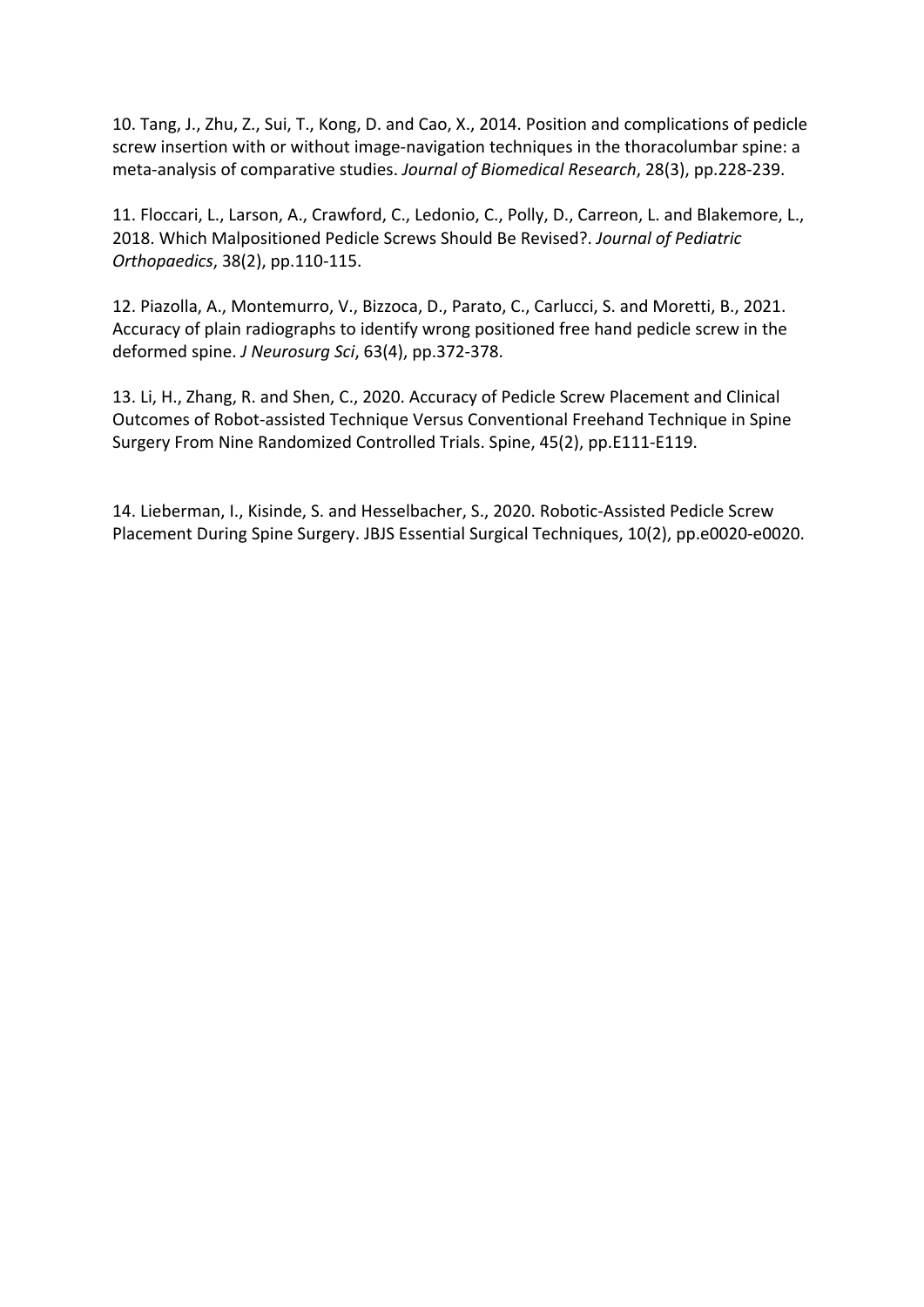10. Tang, J., Zhu, Z., Sui, T., Kong, D. and Cao, X., 2014. Position and complications of pedicle screw insertion with or without image-navigation techniques in the thoracolumbar spine: a meta-analysis of comparative studies. *Journal of Biomedical Research*, 28(3), pp.228-239.

11. Floccari, L., Larson, A., Crawford, C., Ledonio, C., Polly, D., Carreon, L. and Blakemore, L., 2018. Which Malpositioned Pedicle Screws Should Be Revised?. *Journal of Pediatric Orthopaedics*, 38(2), pp.110-115.

12. Piazolla, A., Montemurro, V., Bizzoca, D., Parato, C., Carlucci, S. and Moretti, B., 2021. Accuracy of plain radiographs to identify wrong positioned free hand pedicle screw in the deformed spine. *J Neurosurg Sci*, 63(4), pp.372-378.

13. Li, H., Zhang, R. and Shen, C., 2020. Accuracy of Pedicle Screw Placement and Clinical Outcomes of Robot-assisted Technique Versus Conventional Freehand Technique in Spine Surgery From Nine Randomized Controlled Trials. Spine, 45(2), pp.E111-E119.

14. Lieberman, I., Kisinde, S. and Hesselbacher, S., 2020. Robotic-Assisted Pedicle Screw Placement During Spine Surgery. JBJS Essential Surgical Techniques, 10(2), pp.e0020-e0020.